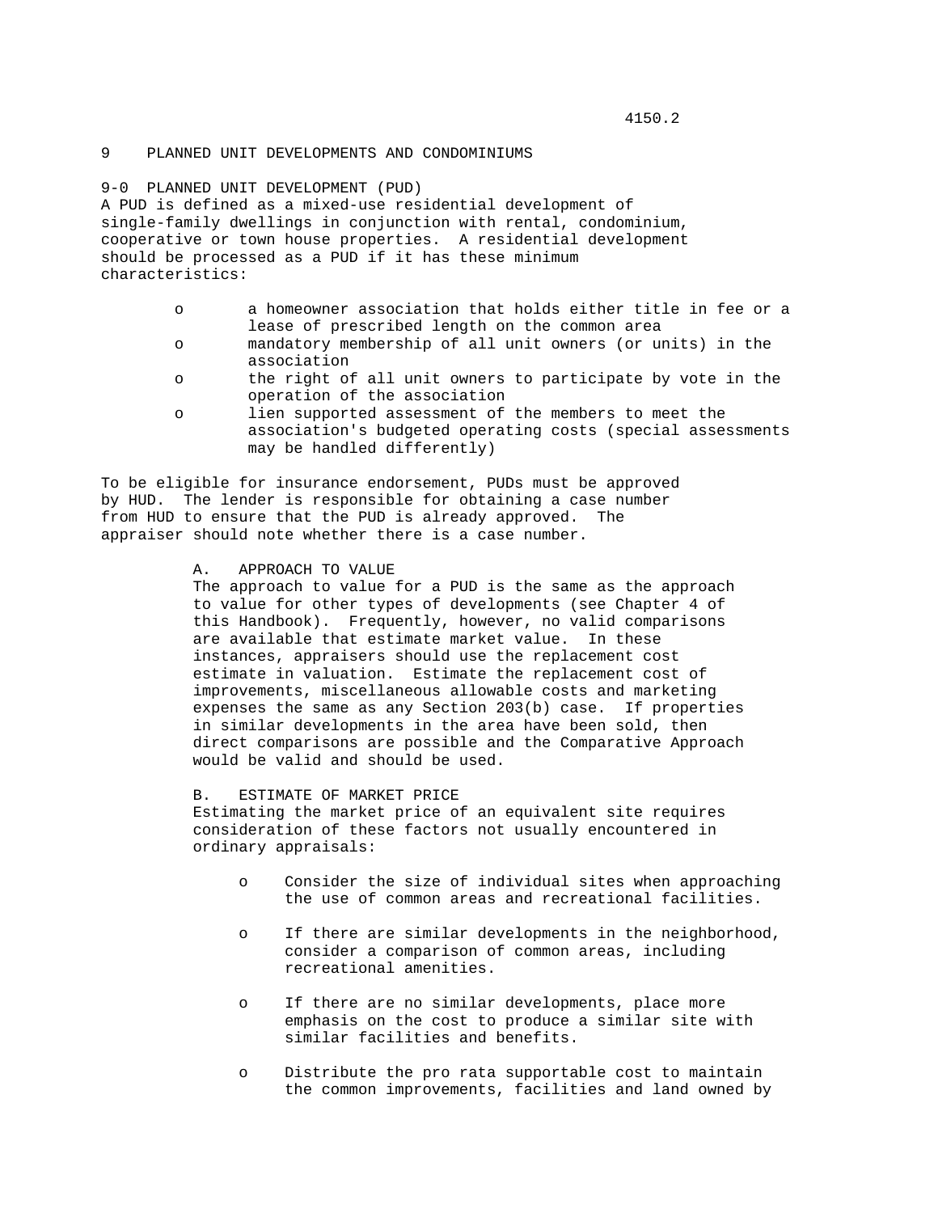# 9 PLANNED UNIT DEVELOPMENTS AND CONDOMINIUMS

## 9-0 PLANNED UNIT DEVELOPMENT (PUD)

A PUD is defined as a mixed-use residential development of single-family dwellings in conjunction with rental, condominium, cooperative or town house properties. A residential development should be processed as a PUD if it has these minimum characteristics:

- a homeowner association that holds either title in fee or a lease of prescribed length on the common area
- mandatory membership of all unit owners (or units) in the association
- the right of all unit owners to participate by vote in the operation of the association
- lien supported assessment of the members to meet the association's budgeted operating costs (special assessments may be handled differently)

To be eligible for insurance endorsement, PUDs must be approved by HUD. The lender is responsible for obtaining a case number from HUD to ensure that the PUD is already approved. The appraiser should note whether there is a case number.

### A. APPROACH TO VALUE

The approach to value for a PUD is the same as the approach to value for other types of developments (see Chapter 4 of this Handbook). Frequently, however, no valid comparisons are available that estimate market value. In these instances, appraisers should use the replacement cost estimate in valuation. Estimate the replacement cost of improvements, miscellaneous allowable costs and marketing expenses the same as any Section 203(b) case. If properties in similar developments in the area have been sold, then direct comparisons are possible and the Comparative Approach would be valid and should be used.

### B. ESTIMATE OF MARKET PRICE

Estimating the market price of an equivalent site requires consideration of these factors not usually encountered in ordinary appraisals:

- Consider the size of individual sites when approaching the use of common areas and recreational facilities.

- If there are similar developments in the neighborhood, consider a comparison of common areas, including recreational amenities.

- If there are no similar developments, place more emphasis on the cost to produce a similar site with similar facilities and benefits.

- Distribute the pro rata supportable cost to maintain the common improvements, facilities and land owned by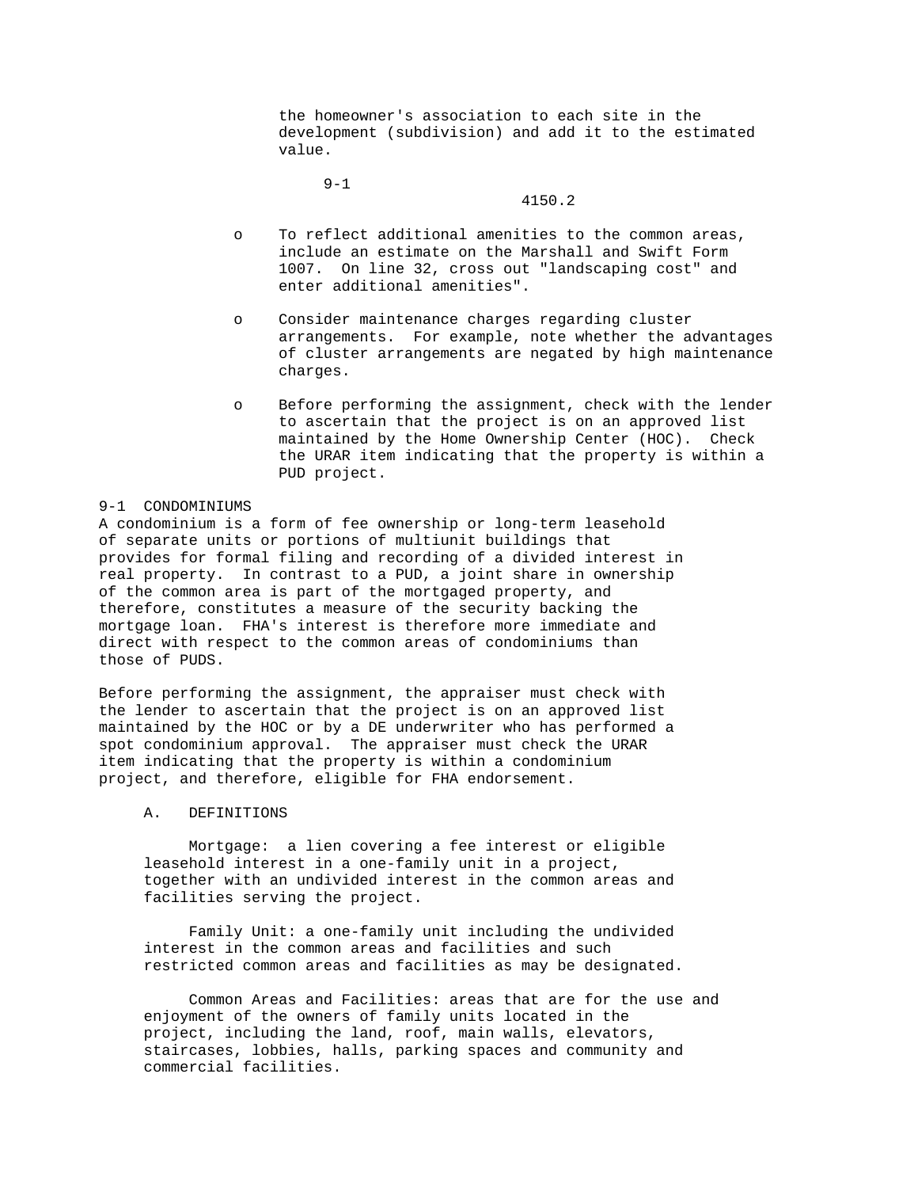the homeowner's association to each site in the development (subdivision) and add it to the estimated value.

- To reflect additional amenities to the common areas, include an estimate on the Marshall and Swift Form 1007. On line 32, cross out "landscaping cost" and enter additional amenities".

- Consider maintenance charges regarding cluster arrangements. For example, note whether the advantages of cluster arrangements are negated by high maintenance charges.

- Before performing the assignment, check with the lender to ascertain that the project is on an approved list maintained by the Home Ownership Center (HOC). Check the URAR item indicating that the property is within a PUD project.

## 9-1 CONDOMINIUMS

A condominium is a form of fee ownership or long-term leasehold of separate units or portions of multiunit buildings that provides for formal filing and recording of a divided interest in real property. In contrast to a PUD, a joint share in ownership of the common area is part of the mortgaged property, and therefore, constitutes a measure of the security backing the mortgage loan. FHA's interest is therefore more immediate and direct with respect to the common areas of condominiums than those of PUDS.

Before performing the assignment, the appraiser must check with the lender to ascertain that the project is on an approved list maintained by the HOC or by a DE underwriter who has performed a spot condominium approval. The appraiser must check the URAR item indicating that the property is within a condominium project, and therefore, eligible for FHA endorsement.

### A. DEFINITIONS

Mortgage: a lien covering a fee interest or eligible leasehold interest in a one-family unit in a project, together with an undivided interest in the common areas and facilities serving the project.

Family Unit: a one-family unit including the undivided interest in the common areas and facilities and such restricted common areas and facilities as may be designated.

Common Areas and Facilities: areas that are for the use and enjoyment of the owners of family units located in the project, including the land, roof, main walls, elevators, staircases, lobbies, halls, parking spaces and community and commercial facilities.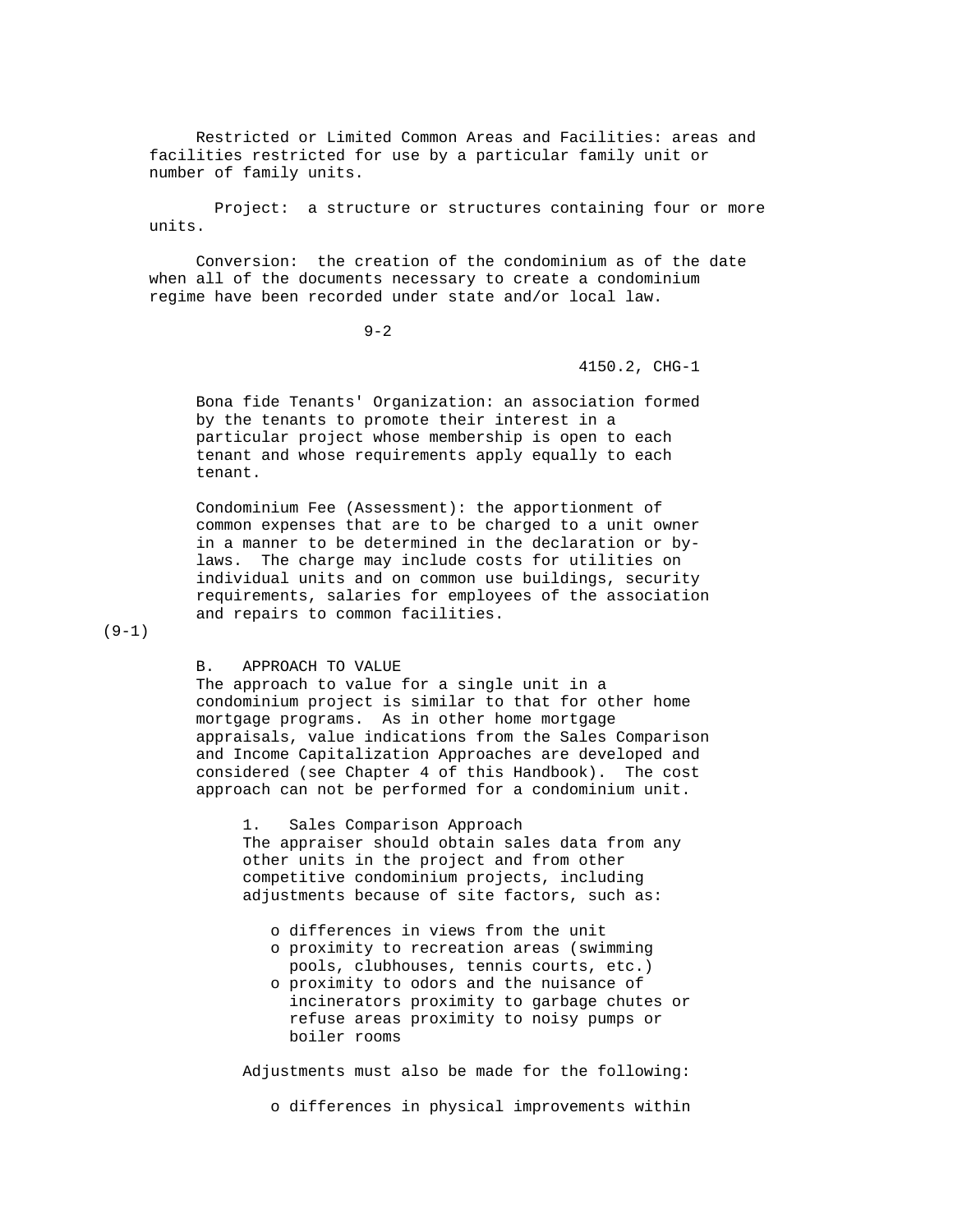Restricted or Limited Common Areas and Facilities: areas and facilities restricted for use by a particular family unit or number of family units.

Project: a structure or structures containing four or more units.

Conversion: the creation of the condominium as of the date when all of the documents necessary to create a condominium regime have been recorded under state and/or local law.

Bona fide Tenants' Organization: an association formed by the tenants to promote their interest in a particular project whose membership is open to each tenant and whose requirements apply equally to each tenant.

Condominium Fee (Assessment): the apportionment of common expenses that are to be charged to a unit owner in a manner to be determined in the declaration or by-laws. The charge may include costs for utilities on individual units and on common use buildings, security requirements, salaries for employees of the association and repairs to common facilities.

(9-1)

## B. APPROACH TO VALUE

The approach to value for a single unit in a condominium project is similar to that for other home mortgage programs. As in other home mortgage appraisals, value indications from the Sales Comparison and Income Capitalization Approaches are developed and considered (see Chapter 4 of this Handbook). The cost approach can not be performed for a condominium unit.

### 1. Sales Comparison Approach

The appraiser should obtain sales data from any other units in the project and from other competitive condominium projects, including adjustments because of site factors, such as:

- differences in views from the unit
- proximity to recreation areas (swimming pools, clubhouses, tennis courts, etc.)
- proximity to odors and the nuisance of incinerators proximity to garbage chutes or refuse areas proximity to noisy pumps or boiler rooms

Adjustments must also be made for the following:

- differences in physical improvements within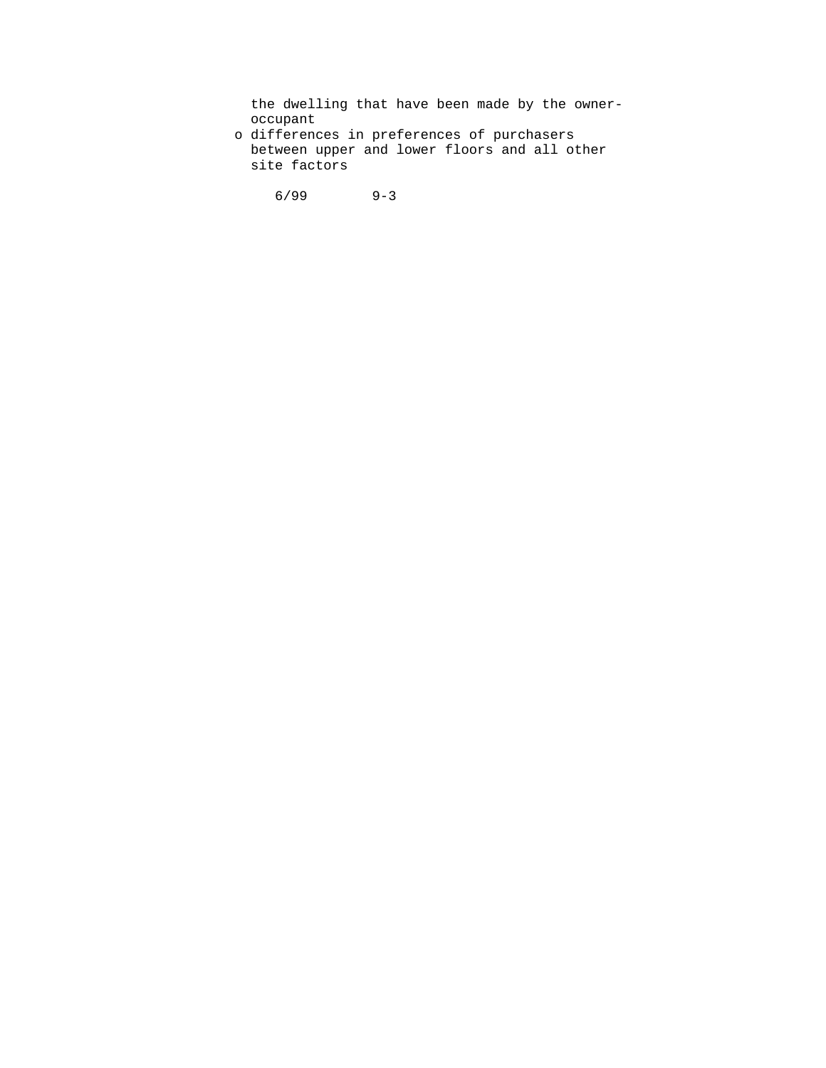the dwelling that have been made by the owner-occupant

- differences in preferences of purchasers between upper and lower floors and all other site factors